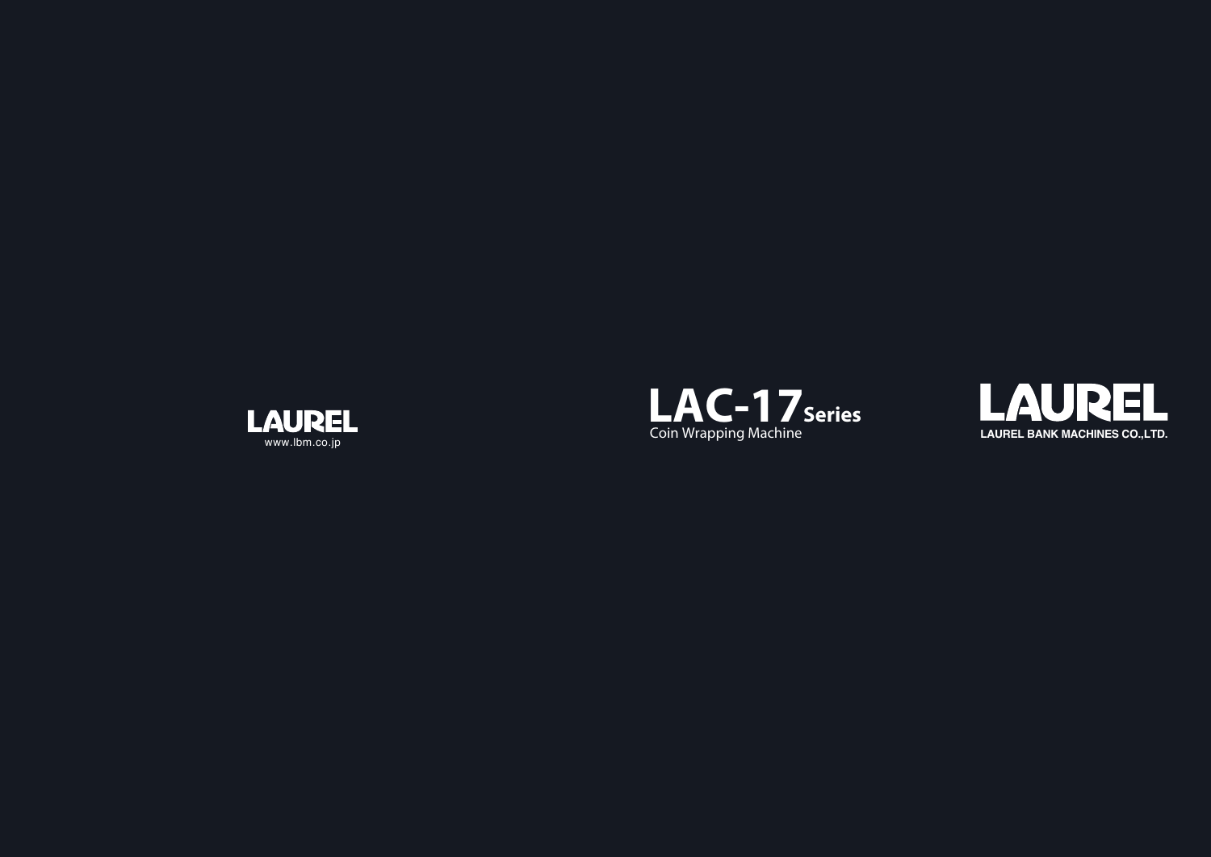LAUREL

www.lbm.co.jp

# LAC-17 Series

Coin Wrapping Machine

LAUREL

LAUREL BANK MACHINES CO.,LTD.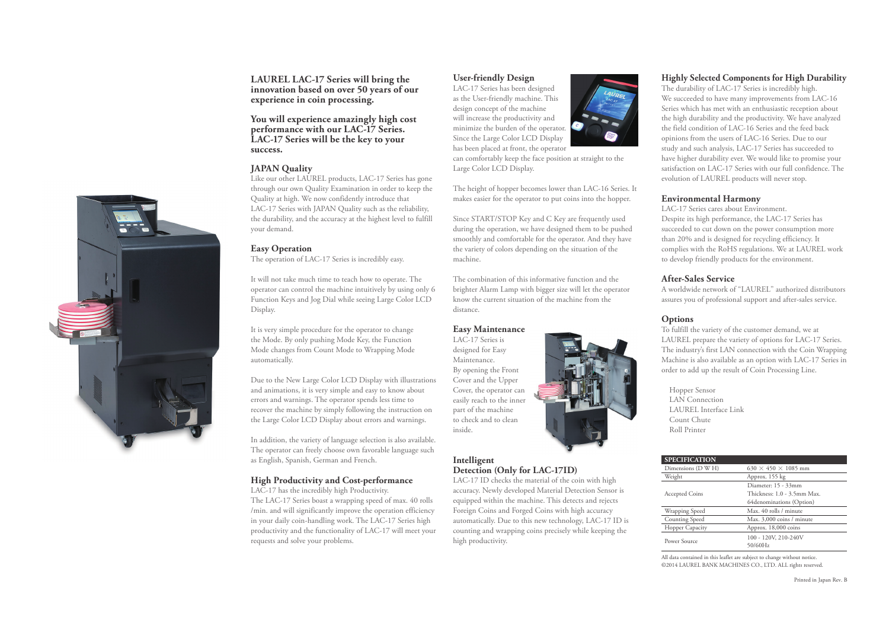**LAUREL LAC-17 Series will bring the innovation based on over 50 years of our experience in coin processing.**

**You will experience amazingly high cost performance with our LAC-17 Series. LAC-17 Series will be the key to your success.**

## JAPAN Quality

Like our other LAUREL products, LAC-17 Series has gone through our own Quality Examination in order to keep the Quality at high. We now confidently introduce that LAC-17 Series with JAPAN Quality such as the reliability, the durability, and the accuracy at the highest level to fulfill your demand.

## Easy Operation

The operation of LAC-17 Series is incredibly easy.

It will not take much time to teach how to operate. The operator can control the machine intuitively by using only 6 Function Keys and Jog Dial while seeing Large Color LCD Display.

It is very simple procedure for the operator to change the Mode. By only pushing Mode Key, the Function Mode changes from Count Mode to Wrapping Mode automatically.

Due to the New Large Color LCD Display with illustrations and animations, it is very simple and easy to know about errors and warnings. The operator spends less time to recover the machine by simply following the instruction on the Large Color LCD Display about errors and warnings.

In addition, the variety of language selection is also available. The operator can freely choose own favorable language such as English, Spanish, German and French.

## High Productivity and Cost-performance

LAC-17 has the incredibly high Productivity.
The LAC-17 Series boast a wrapping speed of max. 40 rolls /min. and will significantly improve the operation efficiency in your daily coin-handling work. The LAC-17 Series high productivity and the functionality of LAC-17 will meet your requests and solve your problems.

## User-friendly Design

LAC-17 Series has been designed as the User-friendly machine. This design concept of the machine will increase the productivity and minimize the burden of the operator. Since the Large Color LCD Display has been placed at front, the operator can comfortably keep the face position at straight to the Large Color LCD Display.

The height of hopper becomes lower than LAC-16 Series. It makes easier for the operator to put coins into the hopper.

Since START/STOP Key and C Key are frequently used during the operation, we have designed them to be pushed smoothly and comfortable for the operator. And they have the variety of colors depending on the situation of the machine.

The combination of this informative function and the brighter Alarm Lamp with bigger size will let the operator know the current situation of the machine from the distance.

## Easy Maintenance

LAC-17 Series is designed for Easy Maintenance.
By opening the Front Cover and the Upper Cover, the operator can easily reach to the inner part of the machine to check and to clean inside.

## Intelligent Detection (Only for LAC-17ID)

LAC-17 ID checks the material of the coin with high accuracy. Newly developed Material Detection Sensor is equipped within the machine. This detects and rejects Foreign Coins and Forged Coins with high accuracy automatically. Due to this new technology, LAC-17 ID is counting and wrapping coins precisely while keeping the high productivity.

## Highly Selected Components for High Durability

The durability of LAC-17 Series is incredibly high.
We succeeded to have many improvements from LAC-16 Series which has met with an enthusiastic reception about the high durability and the productivity. We have analyzed the field condition of LAC-16 Series and the feed back opinions from the users of LAC-16 Series. Due to our study and such analysis, LAC-17 Series has succeeded to have higher durability ever. We would like to promise your satisfaction on LAC-17 Series with our full confidence. The evolution of LAUREL products will never stop.

## Environmental Harmony

LAC-17 Series cares about Environment.
Despite its high performance, the LAC-17 Series has succeeded to cut down on the power consumption more than 20% and is designed for recycling efficiency. It complies with the RoHS regulations. We at LAUREL work to develop friendly products for the environment.

## After-Sales Service

A worldwide network of "LAUREL" authorized distributors assures you of professional support and after-sales service.

## Options

To fulfill the variety of the customer demand, we at LAUREL prepare the variety of options for LAC-17 Series. The industry's first LAN connection with the Coin Wrapping Machine is also available as an option with LAC-17 Series in order to add up the result of Coin Processing Line.

- Hopper Sensor
- LAN Connection
- LAUREL Interface Link
- Count Chute
- Roll Printer

| SPECIFICATION | |
|---|---|
| Dimensions (D W H) | 630 × 450 × 1085 mm |
| Weight | Approx. 155 kg |
| Accepted Coins | Diameter: 15 - 33mm<br>Thickness: 1.0 - 3.5mm Max.<br>64denominations (Option) |
| Wrapping Speed | Max. 40 rolls / minute |
| Counting Speed | Max. 3,000 coins / minute |
| Hopper Capacity | Approx. 18,000 coins |
| Power Source | 100 - 120V, 210-240V<br>50/60Hz |

All data contained in this leaflet are subject to change without notice.
©2014 LAUREL BANK MACHINES CO., LTD. ALL rights reserved.

Printed in Japan Rev. B